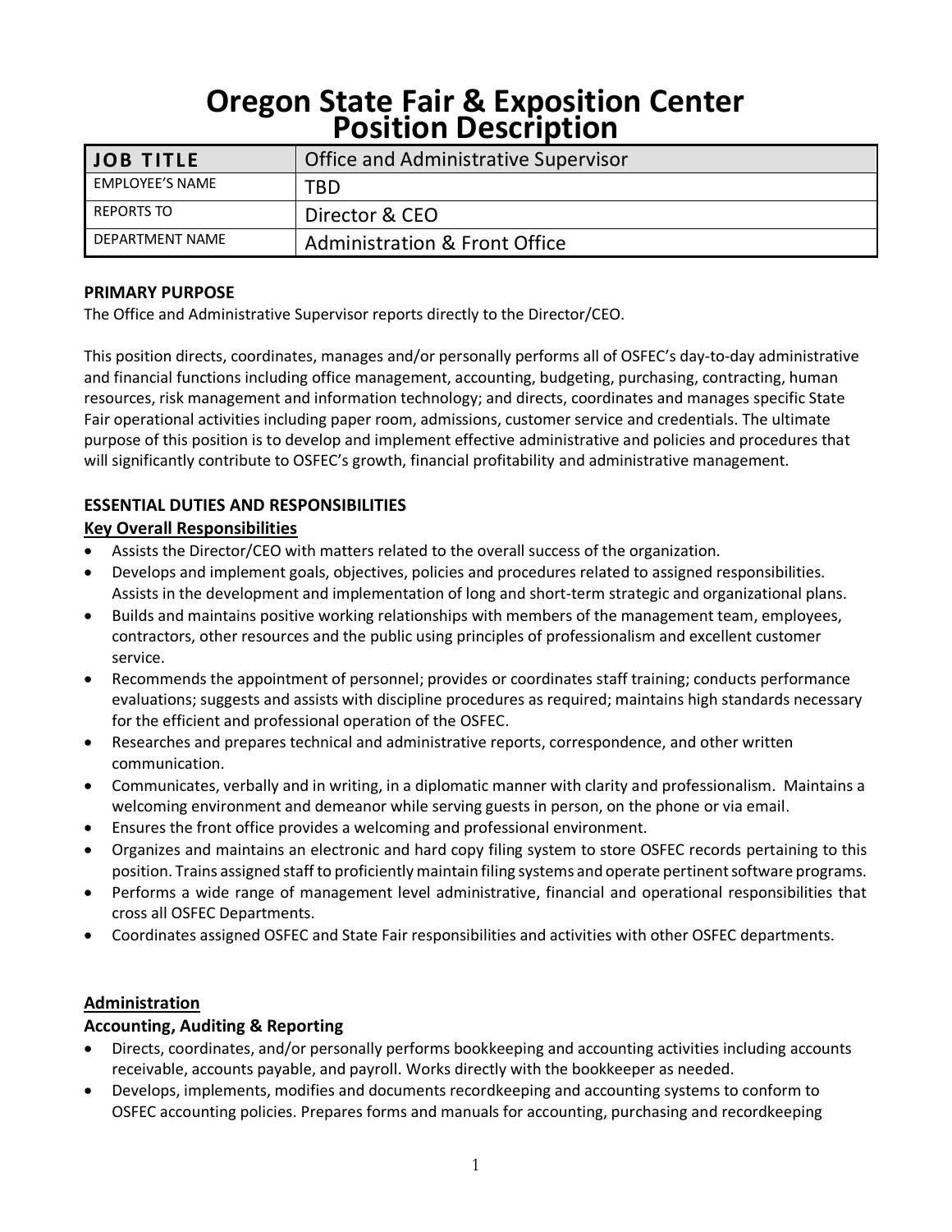# Oregon State Fair & Exposition Center
# Position Description

| JOB TITLE | Office and Administrative Supervisor |
| --- | --- |
| EMPLOYEE'S NAME | TBD |
| REPORTS TO | Director & CEO |
| DEPARTMENT NAME | Administration & Front Office |

**PRIMARY PURPOSE**

The Office and Administrative Supervisor reports directly to the Director/CEO.

This position directs, coordinates, manages and/or personally performs all of OSFEC's day-to-day administrative and financial functions including office management, accounting, budgeting, purchasing, contracting, human resources, risk management and information technology; and directs, coordinates and manages specific State Fair operational activities including paper room, admissions, customer service and credentials. The ultimate purpose of this position is to develop and implement effective administrative and policies and procedures that will significantly contribute to OSFEC's growth, financial profitability and administrative management.

**ESSENTIAL DUTIES AND RESPONSIBILITIES**

**Key Overall Responsibilities**

- Assists the Director/CEO with matters related to the overall success of the organization.
- Develops and implement goals, objectives, policies and procedures related to assigned responsibilities. Assists in the development and implementation of long and short-term strategic and organizational plans.
- Builds and maintains positive working relationships with members of the management team, employees, contractors, other resources and the public using principles of professionalism and excellent customer service.
- Recommends the appointment of personnel; provides or coordinates staff training; conducts performance evaluations; suggests and assists with discipline procedures as required; maintains high standards necessary for the efficient and professional operation of the OSFEC.
- Researches and prepares technical and administrative reports, correspondence, and other written communication.
- Communicates, verbally and in writing, in a diplomatic manner with clarity and professionalism. Maintains a welcoming environment and demeanor while serving guests in person, on the phone or via email.
- Ensures the front office provides a welcoming and professional environment.
- Organizes and maintains an electronic and hard copy filing system to store OSFEC records pertaining to this position. Trains assigned staff to proficiently maintain filing systems and operate pertinent software programs.
- Performs a wide range of management level administrative, financial and operational responsibilities that cross all OSFEC Departments.
- Coordinates assigned OSFEC and State Fair responsibilities and activities with other OSFEC departments.

**Administration**

**Accounting, Auditing & Reporting**

- Directs, coordinates, and/or personally performs bookkeeping and accounting activities including accounts receivable, accounts payable, and payroll. Works directly with the bookkeeper as needed.
- Develops, implements, modifies and documents recordkeeping and accounting systems to conform to OSFEC accounting policies. Prepares forms and manuals for accounting, purchasing and recordkeeping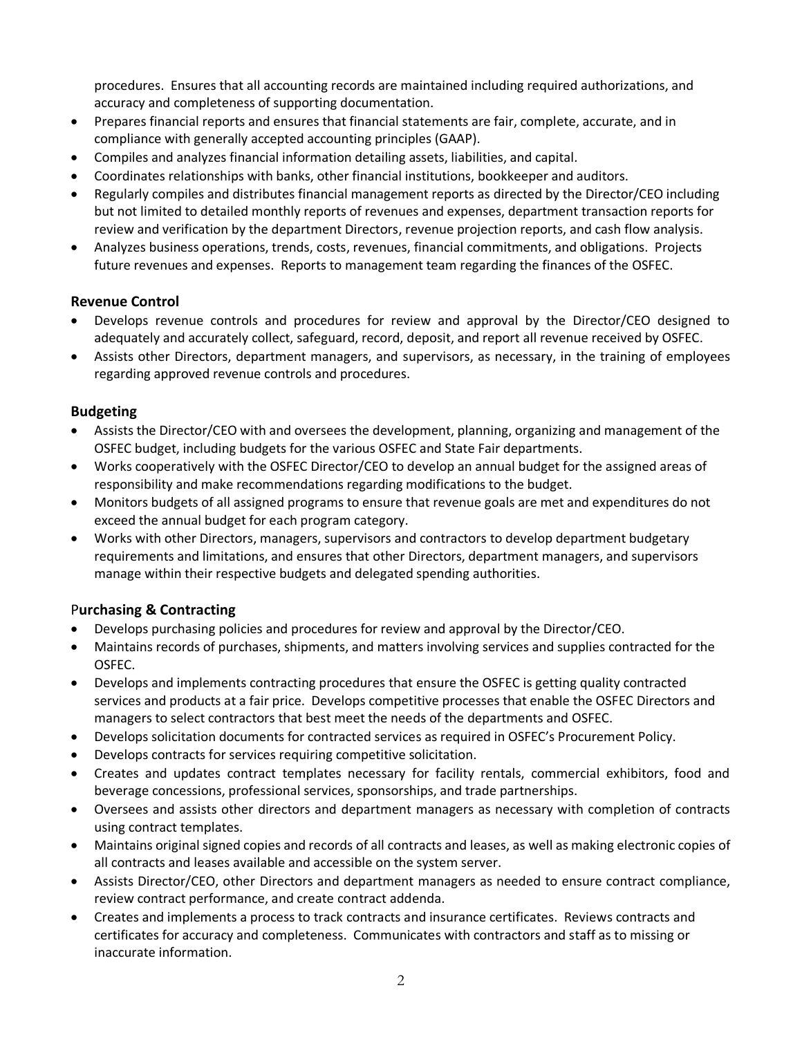procedures. Ensures that all accounting records are maintained including required authorizations, and accuracy and completeness of supporting documentation.

- Prepares financial reports and ensures that financial statements are fair, complete, accurate, and in compliance with generally accepted accounting principles (GAAP).
- Compiles and analyzes financial information detailing assets, liabilities, and capital.
- Coordinates relationships with banks, other financial institutions, bookkeeper and auditors.
- Regularly compiles and distributes financial management reports as directed by the Director/CEO including but not limited to detailed monthly reports of revenues and expenses, department transaction reports for review and verification by the department Directors, revenue projection reports, and cash flow analysis.
- Analyzes business operations, trends, costs, revenues, financial commitments, and obligations. Projects future revenues and expenses. Reports to management team regarding the finances of the OSFEC.

### Revenue Control

- Develops revenue controls and procedures for review and approval by the Director/CEO designed to adequately and accurately collect, safeguard, record, deposit, and report all revenue received by OSFEC.
- Assists other Directors, department managers, and supervisors, as necessary, in the training of employees regarding approved revenue controls and procedures.

### Budgeting

- Assists the Director/CEO with and oversees the development, planning, organizing and management of the OSFEC budget, including budgets for the various OSFEC and State Fair departments.
- Works cooperatively with the OSFEC Director/CEO to develop an annual budget for the assigned areas of responsibility and make recommendations regarding modifications to the budget.
- Monitors budgets of all assigned programs to ensure that revenue goals are met and expenditures do not exceed the annual budget for each program category.
- Works with other Directors, managers, supervisors and contractors to develop department budgetary requirements and limitations, and ensures that other Directors, department managers, and supervisors manage within their respective budgets and delegated spending authorities.

### Purchasing & Contracting

- Develops purchasing policies and procedures for review and approval by the Director/CEO.
- Maintains records of purchases, shipments, and matters involving services and supplies contracted for the OSFEC.
- Develops and implements contracting procedures that ensure the OSFEC is getting quality contracted services and products at a fair price. Develops competitive processes that enable the OSFEC Directors and managers to select contractors that best meet the needs of the departments and OSFEC.
- Develops solicitation documents for contracted services as required in OSFEC's Procurement Policy.
- Develops contracts for services requiring competitive solicitation.
- Creates and updates contract templates necessary for facility rentals, commercial exhibitors, food and beverage concessions, professional services, sponsorships, and trade partnerships.
- Oversees and assists other directors and department managers as necessary with completion of contracts using contract templates.
- Maintains original signed copies and records of all contracts and leases, as well as making electronic copies of all contracts and leases available and accessible on the system server.
- Assists Director/CEO, other Directors and department managers as needed to ensure contract compliance, review contract performance, and create contract addenda.
- Creates and implements a process to track contracts and insurance certificates. Reviews contracts and certificates for accuracy and completeness. Communicates with contractors and staff as to missing or inaccurate information.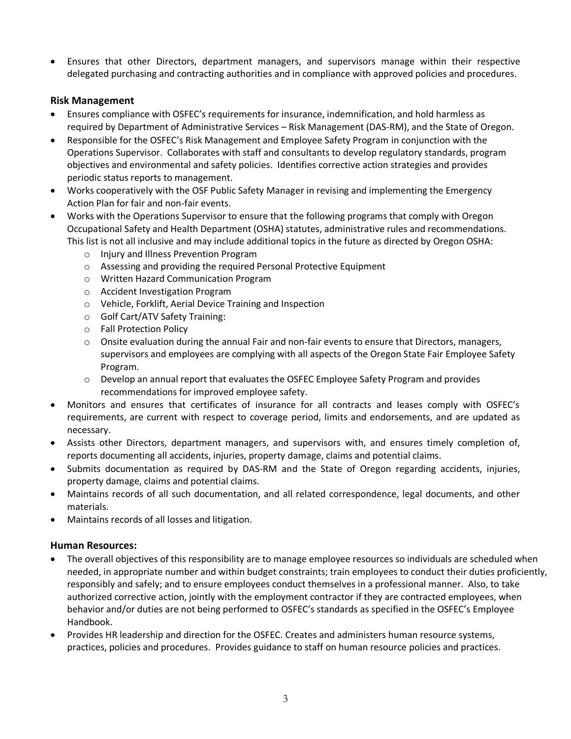- Ensures that other Directors, department managers, and supervisors manage within their respective delegated purchasing and contracting authorities and in compliance with approved policies and procedures.

### Risk Management

- Ensures compliance with OSFEC's requirements for insurance, indemnification, and hold harmless as required by Department of Administrative Services – Risk Management (DAS-RM), and the State of Oregon.
- Responsible for the OSFEC's Risk Management and Employee Safety Program in conjunction with the Operations Supervisor. Collaborates with staff and consultants to develop regulatory standards, program objectives and environmental and safety policies. Identifies corrective action strategies and provides periodic status reports to management.
- Works cooperatively with the OSF Public Safety Manager in revising and implementing the Emergency Action Plan for fair and non-fair events.
- Works with the Operations Supervisor to ensure that the following programs that comply with Oregon Occupational Safety and Health Department (OSHA) statutes, administrative rules and recommendations. This list is not all inclusive and may include additional topics in the future as directed by Oregon OSHA:
  - Injury and Illness Prevention Program
  - Assessing and providing the required Personal Protective Equipment
  - Written Hazard Communication Program
  - Accident Investigation Program
  - Vehicle, Forklift, Aerial Device Training and Inspection
  - Golf Cart/ATV Safety Training:
  - Fall Protection Policy
  - Onsite evaluation during the annual Fair and non-fair events to ensure that Directors, managers, supervisors and employees are complying with all aspects of the Oregon State Fair Employee Safety Program.
  - Develop an annual report that evaluates the OSFEC Employee Safety Program and provides recommendations for improved employee safety.
- Monitors and ensures that certificates of insurance for all contracts and leases comply with OSFEC's requirements, are current with respect to coverage period, limits and endorsements, and are updated as necessary.
- Assists other Directors, department managers, and supervisors with, and ensures timely completion of, reports documenting all accidents, injuries, property damage, claims and potential claims.
- Submits documentation as required by DAS-RM and the State of Oregon regarding accidents, injuries, property damage, claims and potential claims.
- Maintains records of all such documentation, and all related correspondence, legal documents, and other materials.
- Maintains records of all losses and litigation.

### Human Resources:

- The overall objectives of this responsibility are to manage employee resources so individuals are scheduled when needed, in appropriate number and within budget constraints; train employees to conduct their duties proficiently, responsibly and safely; and to ensure employees conduct themselves in a professional manner. Also, to take authorized corrective action, jointly with the employment contractor if they are contracted employees, when behavior and/or duties are not being performed to OSFEC's standards as specified in the OSFEC's Employee Handbook.
- Provides HR leadership and direction for the OSFEC. Creates and administers human resource systems, practices, policies and procedures. Provides guidance to staff on human resource policies and practices.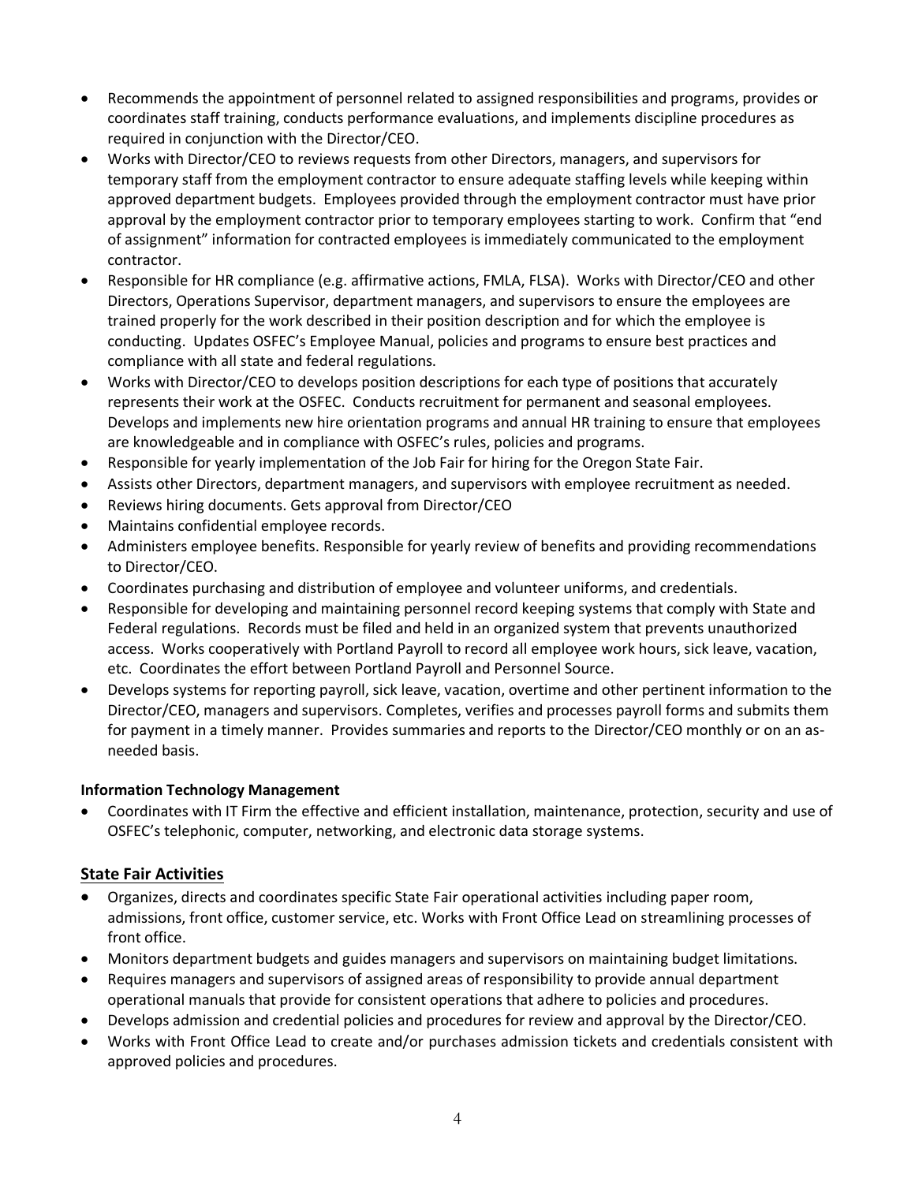- Recommends the appointment of personnel related to assigned responsibilities and programs, provides or coordinates staff training, conducts performance evaluations, and implements discipline procedures as required in conjunction with the Director/CEO.
- Works with Director/CEO to reviews requests from other Directors, managers, and supervisors for temporary staff from the employment contractor to ensure adequate staffing levels while keeping within approved department budgets. Employees provided through the employment contractor must have prior approval by the employment contractor prior to temporary employees starting to work. Confirm that "end of assignment" information for contracted employees is immediately communicated to the employment contractor.
- Responsible for HR compliance (e.g. affirmative actions, FMLA, FLSA). Works with Director/CEO and other Directors, Operations Supervisor, department managers, and supervisors to ensure the employees are trained properly for the work described in their position description and for which the employee is conducting. Updates OSFEC's Employee Manual, policies and programs to ensure best practices and compliance with all state and federal regulations.
- Works with Director/CEO to develops position descriptions for each type of positions that accurately represents their work at the OSFEC. Conducts recruitment for permanent and seasonal employees. Develops and implements new hire orientation programs and annual HR training to ensure that employees are knowledgeable and in compliance with OSFEC's rules, policies and programs.
- Responsible for yearly implementation of the Job Fair for hiring for the Oregon State Fair.
- Assists other Directors, department managers, and supervisors with employee recruitment as needed.
- Reviews hiring documents. Gets approval from Director/CEO
- Maintains confidential employee records.
- Administers employee benefits. Responsible for yearly review of benefits and providing recommendations to Director/CEO.
- Coordinates purchasing and distribution of employee and volunteer uniforms, and credentials.
- Responsible for developing and maintaining personnel record keeping systems that comply with State and Federal regulations. Records must be filed and held in an organized system that prevents unauthorized access. Works cooperatively with Portland Payroll to record all employee work hours, sick leave, vacation, etc. Coordinates the effort between Portland Payroll and Personnel Source.
- Develops systems for reporting payroll, sick leave, vacation, overtime and other pertinent information to the Director/CEO, managers and supervisors. Completes, verifies and processes payroll forms and submits them for payment in a timely manner. Provides summaries and reports to the Director/CEO monthly or on an as-needed basis.

**Information Technology Management**

- Coordinates with IT Firm the effective and efficient installation, maintenance, protection, security and use of OSFEC's telephonic, computer, networking, and electronic data storage systems.

## State Fair Activities

- Organizes, directs and coordinates specific State Fair operational activities including paper room, admissions, front office, customer service, etc. Works with Front Office Lead on streamlining processes of front office.
- Monitors department budgets and guides managers and supervisors on maintaining budget limitations.
- Requires managers and supervisors of assigned areas of responsibility to provide annual department operational manuals that provide for consistent operations that adhere to policies and procedures.
- Develops admission and credential policies and procedures for review and approval by the Director/CEO.
- Works with Front Office Lead to create and/or purchases admission tickets and credentials consistent with approved policies and procedures.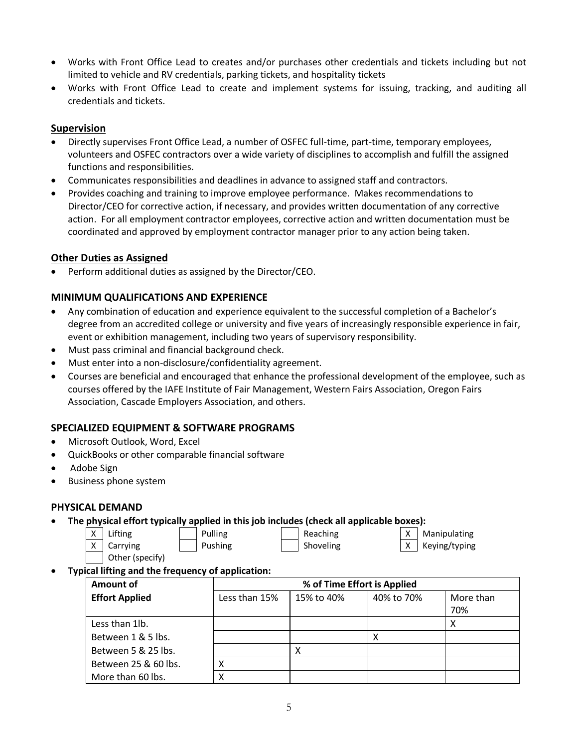- Works with Front Office Lead to creates and/or purchases other credentials and tickets including but not limited to vehicle and RV credentials, parking tickets, and hospitality tickets
- Works with Front Office Lead to create and implement systems for issuing, tracking, and auditing all credentials and tickets.

**Supervision**

- Directly supervises Front Office Lead, a number of OSFEC full-time, part-time, temporary employees, volunteers and OSFEC contractors over a wide variety of disciplines to accomplish and fulfill the assigned functions and responsibilities.
- Communicates responsibilities and deadlines in advance to assigned staff and contractors.
- Provides coaching and training to improve employee performance. Makes recommendations to Director/CEO for corrective action, if necessary, and provides written documentation of any corrective action. For all employment contractor employees, corrective action and written documentation must be coordinated and approved by employment contractor manager prior to any action being taken.

**Other Duties as Assigned**

- Perform additional duties as assigned by the Director/CEO.

## MINIMUM QUALIFICATIONS AND EXPERIENCE

- Any combination of education and experience equivalent to the successful completion of a Bachelor's degree from an accredited college or university and five years of increasingly responsible experience in fair, event or exhibition management, including two years of supervisory responsibility.
- Must pass criminal and financial background check.
- Must enter into a non-disclosure/confidentiality agreement.
- Courses are beneficial and encouraged that enhance the professional development of the employee, such as courses offered by the IAFE Institute of Fair Management, Western Fairs Association, Oregon Fairs Association, Cascade Employers Association, and others.

## SPECIALIZED EQUIPMENT & SOFTWARE PROGRAMS

- Microsoft Outlook, Word, Excel
- QuickBooks or other comparable financial software
- Adobe Sign
- Business phone system

## PHYSICAL DEMAND

- **The physical effort typically applied in this job includes (check all applicable boxes):**

| | | | | | | | |
|---|---|---|---|---|---|---|---|
| X | Lifting | | Pulling | | Reaching | X | Manipulating |
| X | Carrying | | Pushing | | Shoveling | X | Keying/typing |
| | Other (specify) | | | | | | |

- **Typical lifting and the frequency of application:**

| Amount of Effort Applied | % of Time Effort is Applied | | | |
|---|---|---|---|---|
| | Less than 15% | 15% to 40% | 40% to 70% | More than 70% |
| Less than 1lb. | | | | X |
| Between 1 & 5 lbs. | | | X | |
| Between 5 & 25 lbs. | | X | | |
| Between 25 & 60 lbs. | X | | | |
| More than 60 lbs. | X | | | |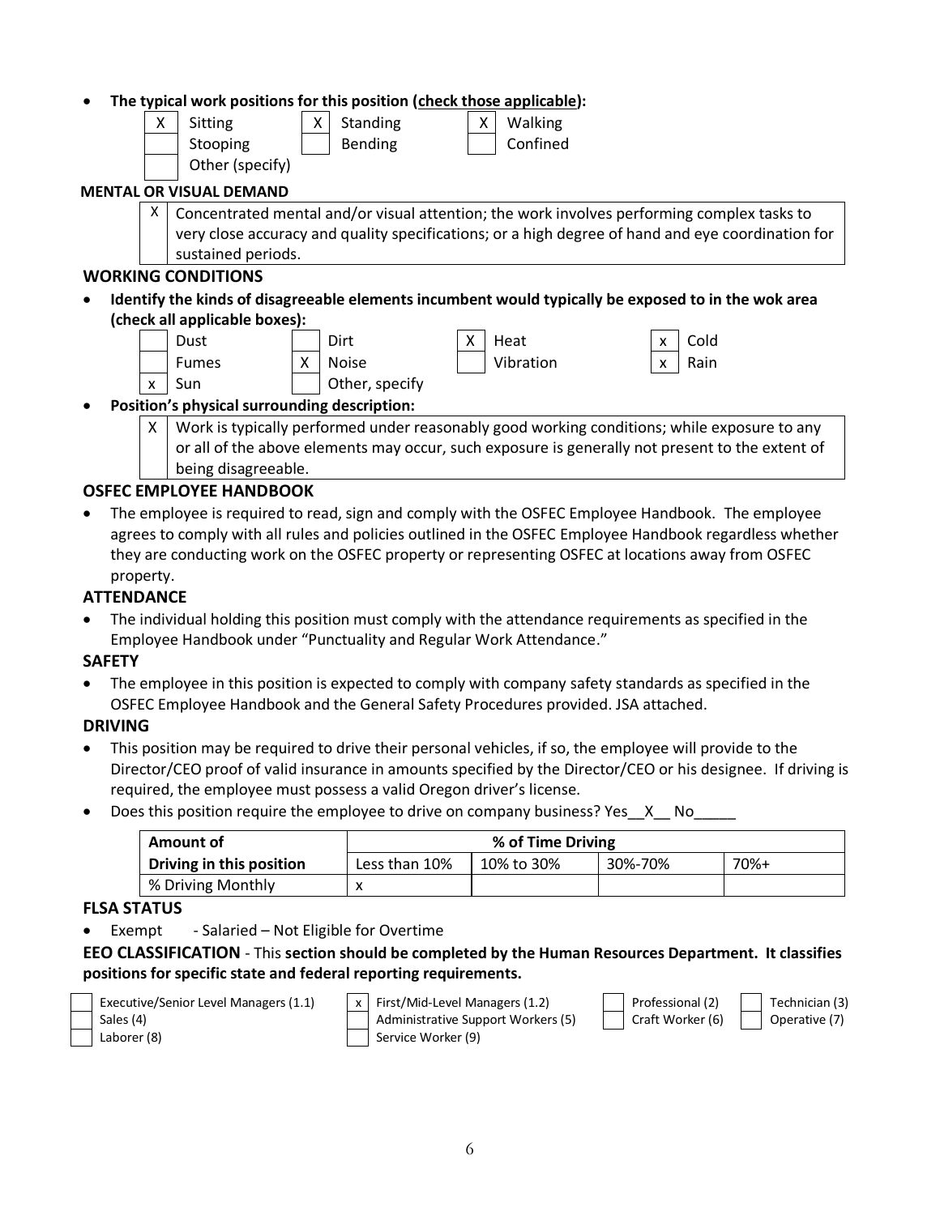- **The typical work positions for this position (check those applicable):**

| | | | | | |
|---|---|---|---|---|---|
| X | Sitting | X | Standing | X | Walking |
| | Stooping | | Bending | | Confined |
| | Other (specify) | | | | |

**MENTAL OR VISUAL DEMAND**

| | |
|---|---|
| X | Concentrated mental and/or visual attention; the work involves performing complex tasks to very close accuracy and quality specifications; or a high degree of hand and eye coordination for sustained periods. |

**WORKING CONDITIONS**

- **Identify the kinds of disagreeable elements incumbent would typically be exposed to in the wok area (check all applicable boxes):**

| | | | | | | | |
|---|---|---|---|---|---|---|---|
| | Dust | | Dirt | X | Heat | x | Cold |
| | Fumes | X | Noise | | Vibration | x | Rain |
| x | Sun | | Other, specify | | | | |

- **Position's physical surrounding description:**

| | |
|---|---|
| X | Work is typically performed under reasonably good working conditions; while exposure to any or all of the above elements may occur, such exposure is generally not present to the extent of being disagreeable. |

**OSFEC EMPLOYEE HANDBOOK**

- The employee is required to read, sign and comply with the OSFEC Employee Handbook. The employee agrees to comply with all rules and policies outlined in the OSFEC Employee Handbook regardless whether they are conducting work on the OSFEC property or representing OSFEC at locations away from OSFEC property.

**ATTENDANCE**

- The individual holding this position must comply with the attendance requirements as specified in the Employee Handbook under "Punctuality and Regular Work Attendance."

**SAFETY**

- The employee in this position is expected to comply with company safety standards as specified in the OSFEC Employee Handbook and the General Safety Procedures provided. JSA attached.

**DRIVING**

- This position may be required to drive their personal vehicles, if so, the employee will provide to the Director/CEO proof of valid insurance in amounts specified by the Director/CEO or his designee. If driving is required, the employee must possess a valid Oregon driver's license.
- Does this position require the employee to drive on company business? Yes__X__ No_____

| Amount of | % of Time Driving | | | |
|---|---|---|---|---|
| **Driving in this position** | Less than 10% | 10% to 30% | 30%-70% | 70%+ |
| % Driving Monthly | x | | | |

**FLSA STATUS**

- Exempt - Salaried – Not Eligible for Overtime

**EEO CLASSIFICATION** - This **section should be completed by the Human Resources Department. It classifies positions for specific state and federal reporting requirements.**

| | | | | | | | |
|---|---|---|---|---|---|---|---|
| | Executive/Senior Level Managers (1.1) | x | First/Mid-Level Managers (1.2) | | Professional (2) | | Technician (3) |
| | Sales (4) | | Administrative Support Workers (5) | | Craft Worker (6) | | Operative (7) |
| | Laborer (8) | | Service Worker (9) | | | | |